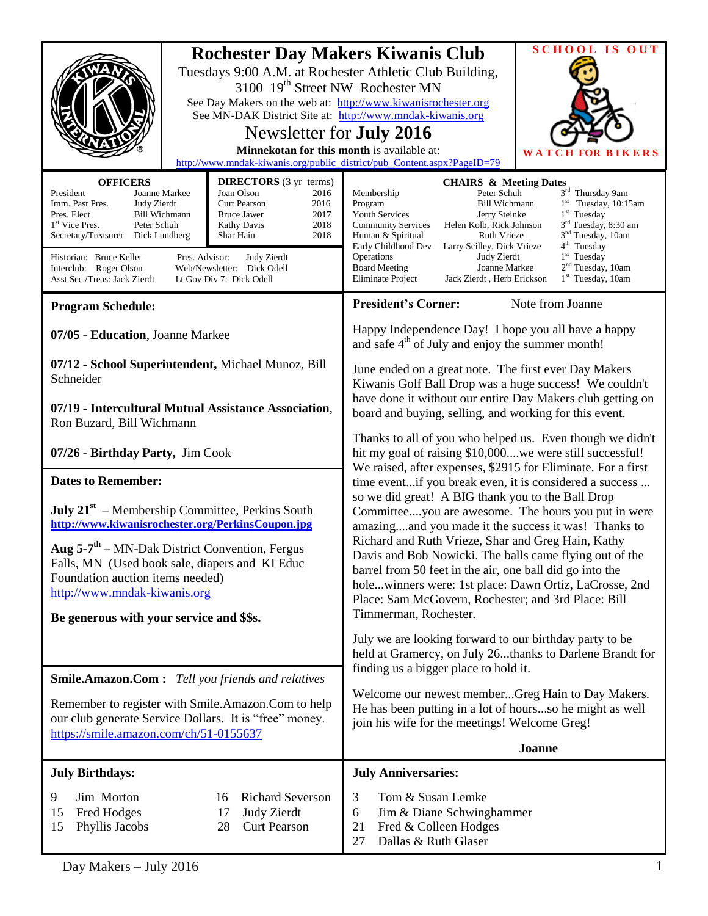# Rochester Day Makers Kiwanis Club

Tuesdays 9:00 A.M. at Rochester Athletic Club Building, 3100 19th Street NW Rochester MN

See Day Makers on the web at: http://www.kiwanisrochester.org

See MN-DAK District Site at: http://www.mndak-kiwanis.org

## Newsletter for July 2016

**Minnekotan for this month** is available at: http://www.mndak-kiwanis.org/public_district/pub_Content.aspx?PageID=79

**SCHOOL IS OUT**

**WATCH FOR BIKERS**

| OFFICERS | |
|---|---|
| President | Joanne Markee |
| Imm. Past Pres. | Judy Zierdt |
| Pres. Elect | Bill Wichmann |
| 1st Vice Pres. | Peter Schuh |
| Secretary/Treasurer | Dick Lundberg |

| DIRECTORS (3 yr terms) | |
|---|---|
| Joan Olson | 2016 |
| Curt Pearson | 2016 |
| Bruce Jawer | 2017 |
| Kathy Davis | 2018 |
| Shar Hain | 2018 |

Historian: Bruce Keller
Interclub: Roger Olson
Asst Sec./Treas: Jack Zierdt
Pres. Advisor: Judy Zierdt
Web/Newsletter: Dick Odell
Lt Gov Div 7: Dick Odell

| CHAIRS & Meeting Dates | | |
|---|---|---|
| Membership | Peter Schuh | 3rd Thursday 9am |
| Program | Bill Wichmann | 1st Tuesday, 10:15am |
| Youth Services | Jerry Steinke | 1st Tuesday |
| Community Services | Helen Kolb, Rick Johnson | 3rd Tuesday, 8:30 am |
| Human & Spiritual | Ruth Vrieze | 3nd Tuesday, 10am |
| Early Childhood Dev | Larry Scilley, Dick Vrieze | 4th Tuesday |
| Operations | Judy Zierdt | 1st Tuesday |
| Board Meeting | Joanne Markee | 2nd Tuesday, 10am |
| Eliminate Project | Jack Zierdt , Herb Erickson | 1st Tuesday, 10am |

## Program Schedule:

**07/05 - Education**, Joanne Markee

**07/12 - School Superintendent,** Michael Munoz, Bill Schneider

**07/19 - Intercultural Mutual Assistance Association**, Ron Buzard, Bill Wichmann

**07/26 - Birthday Party,** Jim Cook

## Dates to Remember:

**July 21st** – Membership Committee, Perkins South
**http://www.kiwanisrochester.org/PerkinsCoupon.jpg**

**Aug 5-7th –** MN-Dak District Convention, Fergus Falls, MN (Used book sale, diapers and KI Educ Foundation auction items needed)
http://www.mndak-kiwanis.org

**Be generous with your service and $$s.**

## Smile.Amazon.Com : *Tell you friends and relatives*

Remember to register with Smile.Amazon.Com to help our club generate Service Dollars. It is "free" money.
https://smile.amazon.com/ch/51-0155637

## President's Corner: Note from Joanne

Happy Independence Day! I hope you all have a happy and safe 4th of July and enjoy the summer month!

June ended on a great note. The first ever Day Makers Kiwanis Golf Ball Drop was a huge success! We couldn't have done it without our entire Day Makers club getting on board and buying, selling, and working for this event.

Thanks to all of you who helped us. Even though we didn't hit my goal of raising $10,000....we were still successful! We raised, after expenses, $2915 for Eliminate. For a first time event...if you break even, it is considered a success ... so we did great! A BIG thank you to the Ball Drop Committee....you are awesome. The hours you put in were amazing....and you made it the success it was! Thanks to Richard and Ruth Vrieze, Shar and Greg Hain, Kathy Davis and Bob Nowicki. The balls came flying out of the barrel from 50 feet in the air, one ball did go into the hole...winners were: 1st place: Dawn Ortiz, LaCrosse, 2nd Place: Sam McGovern, Rochester; and 3rd Place: Bill Timmerman, Rochester.

July we are looking forward to our birthday party to be held at Gramercy, on July 26...thanks to Darlene Brandt for finding us a bigger place to hold it.

Welcome our newest member...Greg Hain to Day Makers. He has been putting in a lot of hours...so he might as well join his wife for the meetings! Welcome Greg!

**Joanne**

## July Birthdays:

| | |
|---|---|
| 9 | Jim Morton |
| 15 | Fred Hodges |
| 15 | Phyllis Jacobs |
| 16 | Richard Severson |
| 17 | Judy Zierdt |
| 28 | Curt Pearson |

## July Anniversaries:

| | |
|---|---|
| 3 | Tom & Susan Lemke |
| 6 | Jim & Diane Schwinghammer |
| 21 | Fred & Colleen Hodges |
| 27 | Dallas & Ruth Glaser |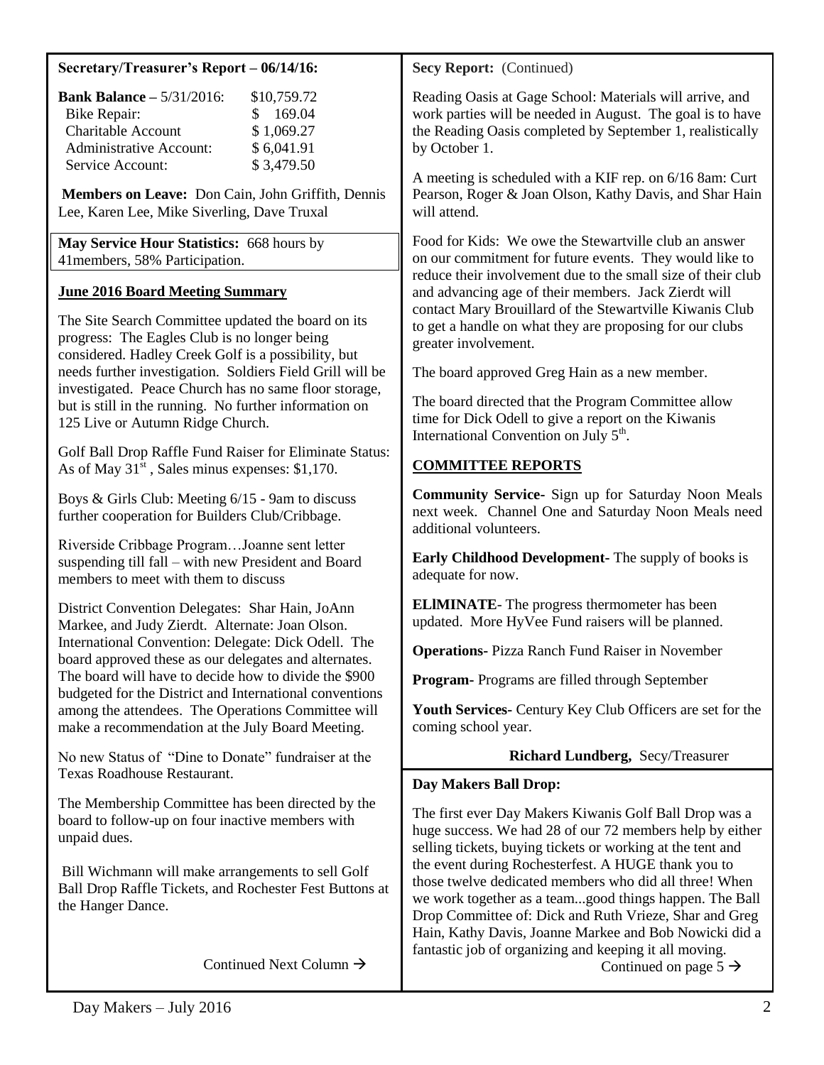**Secretary/Treasurer's Report – 06/14/16:**

| | |
|---|---|
| **Bank Balance** – 5/31/2016: | $10,759.72 |
| Bike Repair: | $ 169.04 |
| Charitable Account | $ 1,069.27 |
| Administrative Account: | $ 6,041.91 |
| Service Account: | $ 3,479.50 |

**Members on Leave:** Don Cain, John Griffith, Dennis Lee, Karen Lee, Mike Siverling, Dave Truxal

**May Service Hour Statistics:** 668 hours by 41members, 58% Participation.

**June 2016 Board Meeting Summary**

The Site Search Committee updated the board on its progress: The Eagles Club is no longer being considered. Hadley Creek Golf is a possibility, but needs further investigation. Soldiers Field Grill will be investigated. Peace Church has no same floor storage, but is still in the running. No further information on 125 Live or Autumn Ridge Church.

Golf Ball Drop Raffle Fund Raiser for Eliminate Status: As of May 31st , Sales minus expenses: $1,170.

Boys & Girls Club: Meeting 6/15 - 9am to discuss further cooperation for Builders Club/Cribbage.

Riverside Cribbage Program…Joanne sent letter suspending till fall – with new President and Board members to meet with them to discuss

District Convention Delegates: Shar Hain, JoAnn Markee, and Judy Zierdt. Alternate: Joan Olson. International Convention: Delegate: Dick Odell. The board approved these as our delegates and alternates. The board will have to decide how to divide the $900 budgeted for the District and International conventions among the attendees. The Operations Committee will make a recommendation at the July Board Meeting.

No new Status of "Dine to Donate" fundraiser at the Texas Roadhouse Restaurant.

The Membership Committee has been directed by the board to follow-up on four inactive members with unpaid dues.

Bill Wichmann will make arrangements to sell Golf Ball Drop Raffle Tickets, and Rochester Fest Buttons at the Hanger Dance.

Continued Next Column →

**Secy Report:** (Continued)

Reading Oasis at Gage School: Materials will arrive, and work parties will be needed in August. The goal is to have the Reading Oasis completed by September 1, realistically by October 1.

A meeting is scheduled with a KIF rep. on 6/16 8am: Curt Pearson, Roger & Joan Olson, Kathy Davis, and Shar Hain will attend.

Food for Kids: We owe the Stewartville club an answer on our commitment for future events. They would like to reduce their involvement due to the small size of their club and advancing age of their members. Jack Zierdt will contact Mary Brouillard of the Stewartville Kiwanis Club to get a handle on what they are proposing for our clubs greater involvement.

The board approved Greg Hain as a new member.

The board directed that the Program Committee allow time for Dick Odell to give a report on the Kiwanis International Convention on July 5th.

**COMMITTEE REPORTS**

**Community Service-** Sign up for Saturday Noon Meals next week. Channel One and Saturday Noon Meals need additional volunteers.

**Early Childhood Development-** The supply of books is adequate for now.

**ELlMINATE-** The progress thermometer has been updated. More HyVee Fund raisers will be planned.

**Operations-** Pizza Ranch Fund Raiser in November

**Program-** Programs are filled through September

**Youth Services-** Century Key Club Officers are set for the coming school year.

**Richard Lundberg,** Secy/Treasurer

**Day Makers Ball Drop:**

The first ever Day Makers Kiwanis Golf Ball Drop was a huge success. We had 28 of our 72 members help by either selling tickets, buying tickets or working at the tent and the event during Rochesterfest. A HUGE thank you to those twelve dedicated members who did all three! When we work together as a team...good things happen. The Ball Drop Committee of: Dick and Ruth Vrieze, Shar and Greg Hain, Kathy Davis, Joanne Markee and Bob Nowicki did a fantastic job of organizing and keeping it all moving.

Continued on page 5 →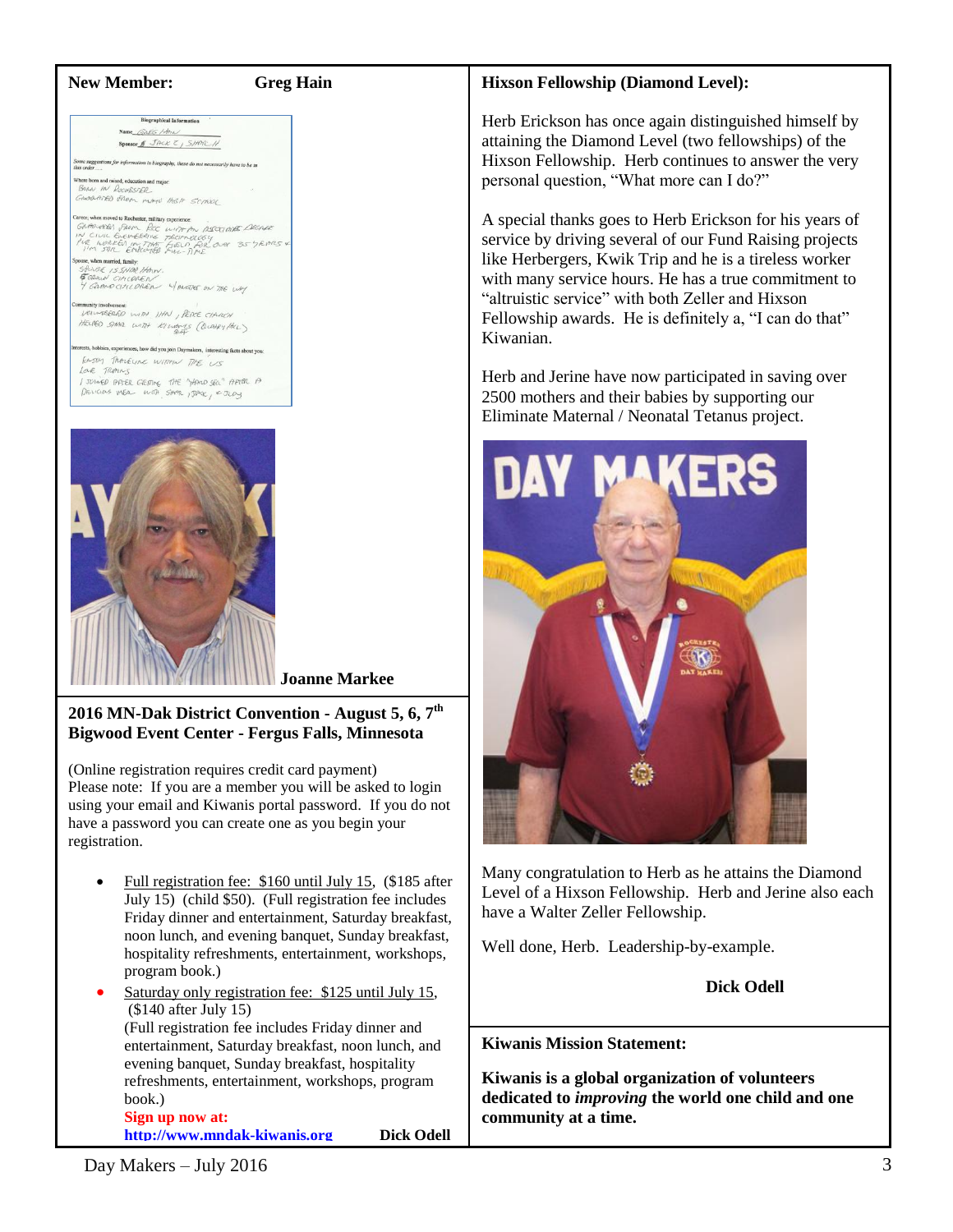**New Member: Greg Hain**

**Biographical Information**

Name: Greg Hain

Sponsor: Jack E, Shari H

Some suggestions for information in biography, these do not necessarily have to be in that order ....

Where born and raised, education and major:
Born in Rochester
Graduated from Mayo High School

Career, when moved to Rochester, military experience:
Graduated from RCC with an associate degree in Civil Engineering Technology
I've worked in this field for over 35 years & I'm still employed full-time

Spouse, when married, family:
Spouse is Shari Hain.
6 grown children
4 grandchildren 4 more on the way

Community involvement:
Volunteered with Shari, Peace Church
Helped Shari with Kiwanis (Quarry Hill) BBQ

Interests, hobbies, experiences, how did you join Daymakers, interesting facts about you:
Enjoy traveling within the US
Love trains
I joined after getting the "hard sell" after a delicious meal with Shari, Jack, & Judy

**Joanne Markee**

### 2016 MN-Dak District Convention - August 5, 6, 7th Bigwood Event Center - Fergus Falls, Minnesota

(Online registration requires credit card payment)
Please note: If you are a member you will be asked to login using your email and Kiwanis portal password. If you do not have a password you can create one as you begin your registration.

- Full registration fee: $160 until July 15, ($185 after July 15) (child $50). (Full registration fee includes Friday dinner and entertainment, Saturday breakfast, noon lunch, and evening banquet, Sunday breakfast, hospitality refreshments, entertainment, workshops, program book.)
- Saturday only registration fee: $125 until July 15, ($140 after July 15)
  (Full registration fee includes Friday dinner and entertainment, Saturday breakfast, noon lunch, and evening banquet, Sunday breakfast, hospitality refreshments, entertainment, workshops, program book.)
  **Sign up now at:**
  **http://www.mndak-kiwanis.org**

**Dick Odell**

### Hixson Fellowship (Diamond Level):

Herb Erickson has once again distinguished himself by attaining the Diamond Level (two fellowships) of the Hixson Fellowship. Herb continues to answer the very personal question, "What more can I do?"

A special thanks goes to Herb Erickson for his years of service by driving several of our Fund Raising projects like Herbergers, Kwik Trip and he is a tireless worker with many service hours. He has a true commitment to "altruistic service" with both Zeller and Hixson Fellowship awards. He is definitely a, "I can do that" Kiwanian.

Herb and Jerine have now participated in saving over 2500 mothers and their babies by supporting our Eliminate Maternal / Neonatal Tetanus project.

Many congratulation to Herb as he attains the Diamond Level of a Hixson Fellowship. Herb and Jerine also each have a Walter Zeller Fellowship.

Well done, Herb. Leadership-by-example.

**Dick Odell**

### Kiwanis Mission Statement:

**Kiwanis is a global organization of volunteers dedicated to *improving* the world one child and one community at a time.**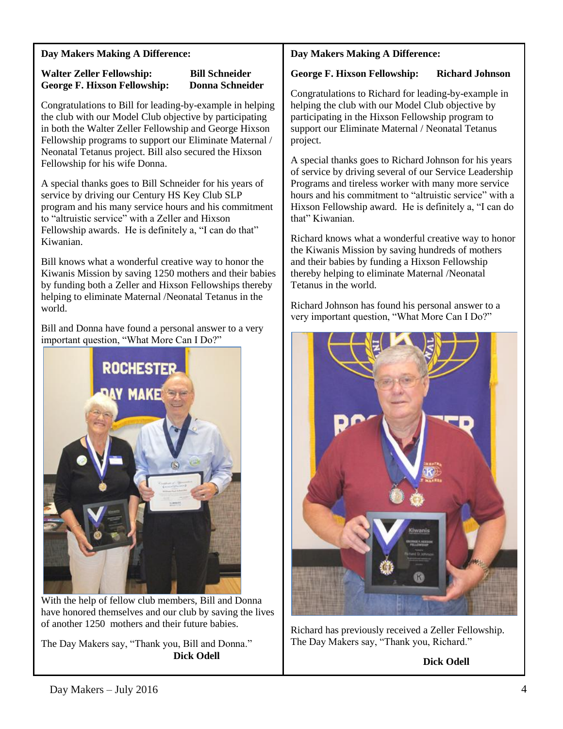## Day Makers Making A Difference:

**Walter Zeller Fellowship: Bill Schneider**
**George F. Hixson Fellowship: Donna Schneider**

Congratulations to Bill for leading-by-example in helping the club with our Model Club objective by participating in both the Walter Zeller Fellowship and George Hixson Fellowship programs to support our Eliminate Maternal / Neonatal Tetanus project. Bill also secured the Hixson Fellowship for his wife Donna.

A special thanks goes to Bill Schneider for his years of service by driving our Century HS Key Club SLP program and his many service hours and his commitment to "altruistic service" with a Zeller and Hixson Fellowship awards. He is definitely a, "I can do that" Kiwanian.

Bill knows what a wonderful creative way to honor the Kiwanis Mission by saving 1250 mothers and their babies by funding both a Zeller and Hixson Fellowships thereby helping to eliminate Maternal /Neonatal Tetanus in the world.

Bill and Donna have found a personal answer to a very important question, "What More Can I Do?"

With the help of fellow club members, Bill and Donna have honored themselves and our club by saving the lives of another 1250 mothers and their future babies.

The Day Makers say, "Thank you, Bill and Donna."

**Dick Odell**

## Day Makers Making A Difference:

**George F. Hixson Fellowship: Richard Johnson**

Congratulations to Richard for leading-by-example in helping the club with our Model Club objective by participating in the Hixson Fellowship program to support our Eliminate Maternal / Neonatal Tetanus project.

A special thanks goes to Richard Johnson for his years of service by driving several of our Service Leadership Programs and tireless worker with many more service hours and his commitment to "altruistic service" with a Hixson Fellowship award. He is definitely a, "I can do that" Kiwanian.

Richard knows what a wonderful creative way to honor the Kiwanis Mission by saving hundreds of mothers and their babies by funding a Hixson Fellowship thereby helping to eliminate Maternal /Neonatal Tetanus in the world.

Richard Johnson has found his personal answer to a very important question, "What More Can I Do?"

Richard has previously received a Zeller Fellowship. The Day Makers say, "Thank you, Richard."

**Dick Odell**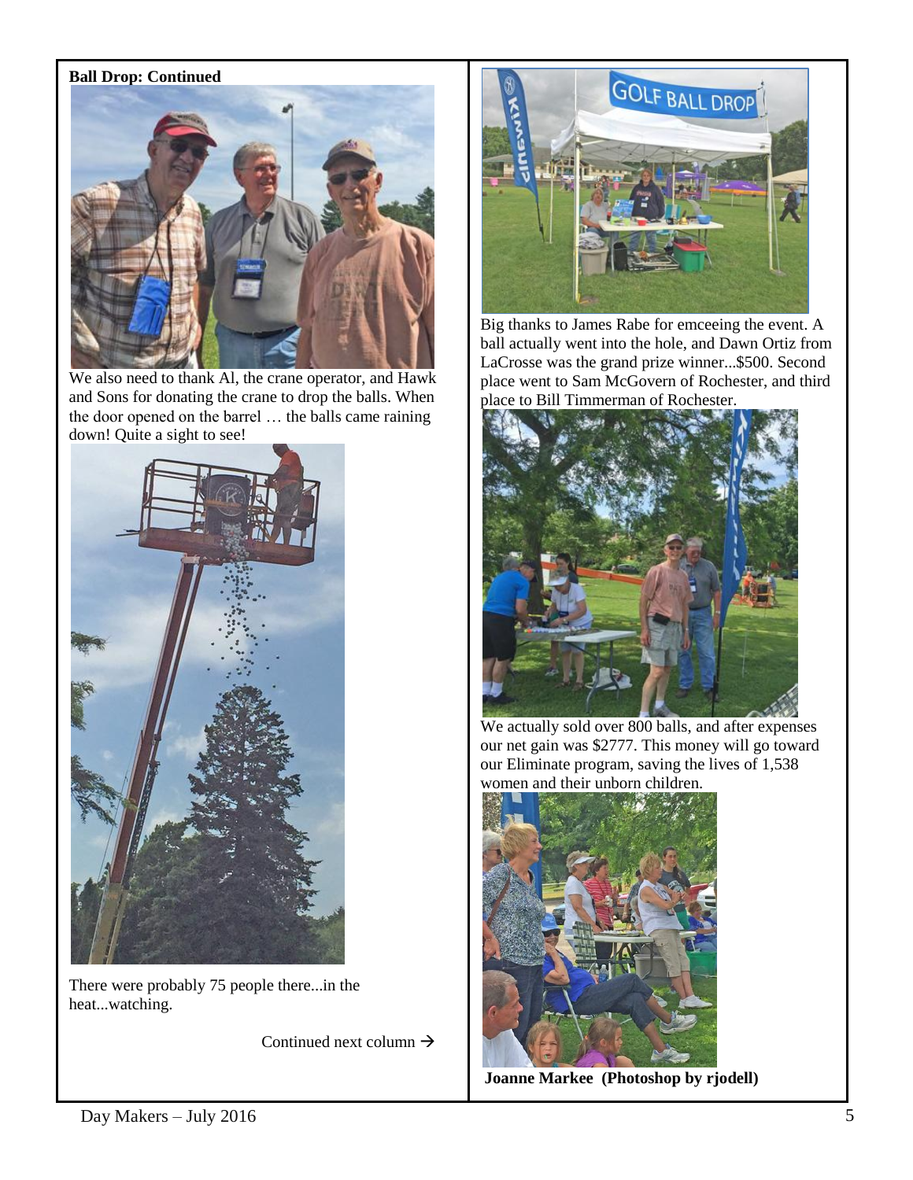**Ball Drop: Continued**

We also need to thank Al, the crane operator, and Hawk and Sons for donating the crane to drop the balls. When the door opened on the barrel … the balls came raining down! Quite a sight to see!

There were probably 75 people there...in the heat...watching.

Continued next column →

Big thanks to James Rabe for emceeing the event. A ball actually went into the hole, and Dawn Ortiz from LaCrosse was the grand prize winner...$500. Second place went to Sam McGovern of Rochester, and third place to Bill Timmerman of Rochester.

We actually sold over 800 balls, and after expenses our net gain was $2777. This money will go toward our Eliminate program, saving the lives of 1,538 women and their unborn children.

**Joanne Markee (Photoshop by rjodell)**